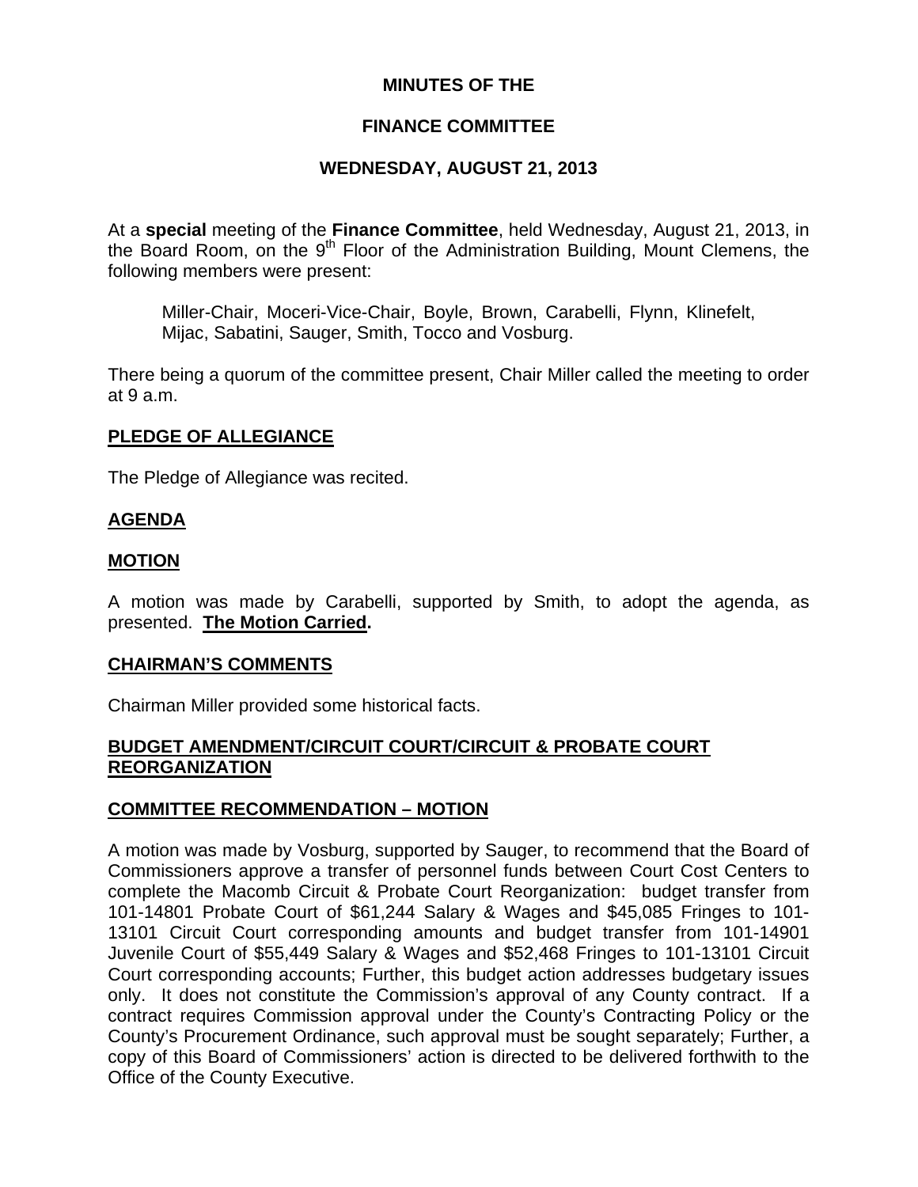# MINUTES OF THE

# FINANCE COMMITTEE

# WEDNESDAY, AUGUST 21, 2013

At a **special** meeting of the **Finance Committee**, held Wednesday, August 21, 2013, in the Board Room, on the 9th Floor of the Administration Building, Mount Clemens, the following members were present:

Miller-Chair, Moceri-Vice-Chair, Boyle, Brown, Carabelli, Flynn, Klinefelt, Mijac, Sabatini, Sauger, Smith, Tocco and Vosburg.

There being a quorum of the committee present, Chair Miller called the meeting to order at 9 a.m.

## PLEDGE OF ALLEGIANCE

The Pledge of Allegiance was recited.

## AGENDA

## MOTION

A motion was made by Carabelli, supported by Smith, to adopt the agenda, as presented. **The Motion Carried.**

## CHAIRMAN'S COMMENTS

Chairman Miller provided some historical facts.

## BUDGET AMENDMENT/CIRCUIT COURT/CIRCUIT & PROBATE COURT REORGANIZATION

## COMMITTEE RECOMMENDATION – MOTION

A motion was made by Vosburg, supported by Sauger, to recommend that the Board of Commissioners approve a transfer of personnel funds between Court Cost Centers to complete the Macomb Circuit & Probate Court Reorganization: budget transfer from 101-14801 Probate Court of $61,244 Salary & Wages and $45,085 Fringes to 101-13101 Circuit Court corresponding amounts and budget transfer from 101-14901 Juvenile Court of $55,449 Salary & Wages and $52,468 Fringes to 101-13101 Circuit Court corresponding accounts; Further, this budget action addresses budgetary issues only. It does not constitute the Commission's approval of any County contract. If a contract requires Commission approval under the County's Contracting Policy or the County's Procurement Ordinance, such approval must be sought separately; Further, a copy of this Board of Commissioners' action is directed to be delivered forthwith to the Office of the County Executive.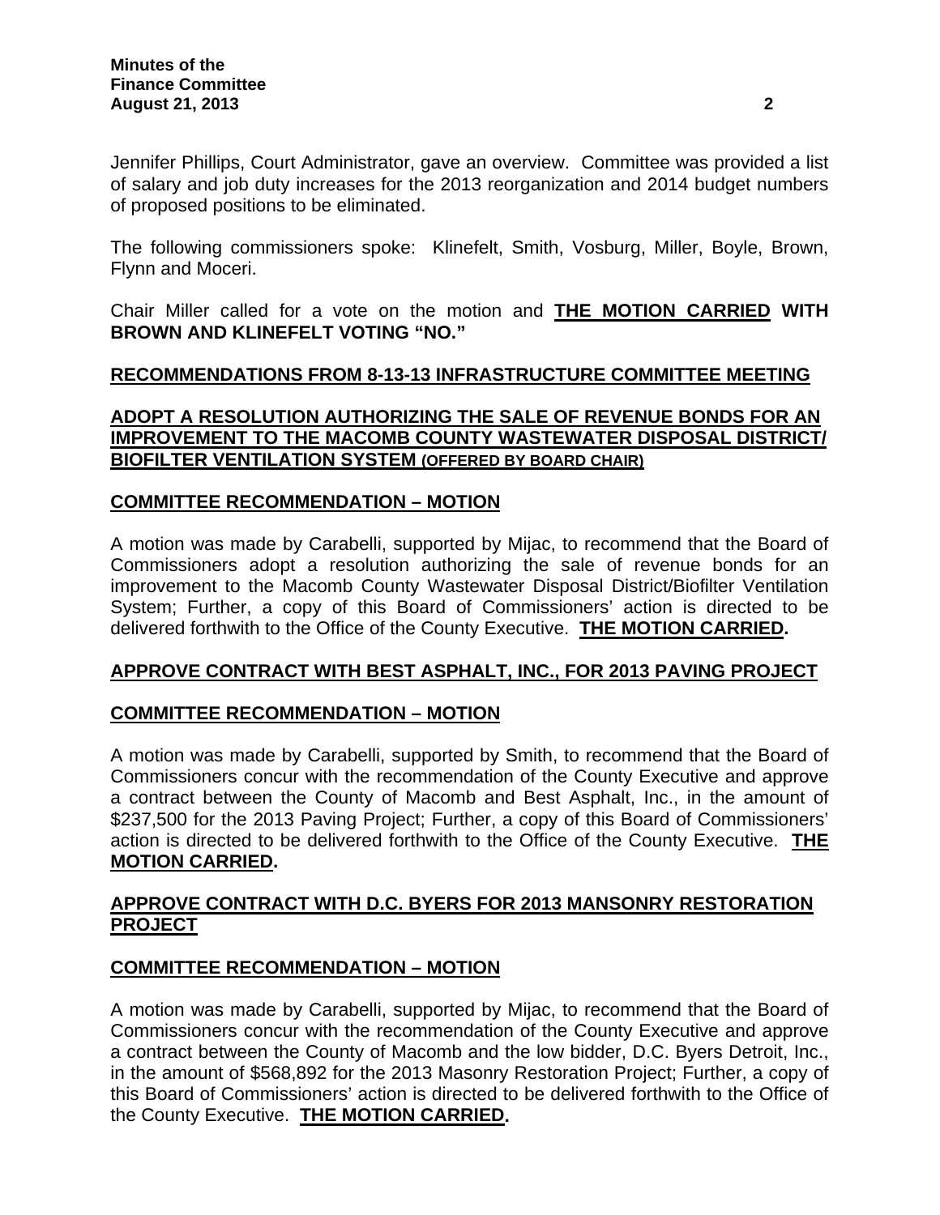Jennifer Phillips, Court Administrator, gave an overview. Committee was provided a list of salary and job duty increases for the 2013 reorganization and 2014 budget numbers of proposed positions to be eliminated.

The following commissioners spoke: Klinefelt, Smith, Vosburg, Miller, Boyle, Brown, Flynn and Moceri.

Chair Miller called for a vote on the motion and **THE MOTION CARRIED WITH BROWN AND KLINEFELT VOTING "NO."**

**RECOMMENDATIONS FROM 8-13-13 INFRASTRUCTURE COMMITTEE MEETING**

**ADOPT A RESOLUTION AUTHORIZING THE SALE OF REVENUE BONDS FOR AN IMPROVEMENT TO THE MACOMB COUNTY WASTEWATER DISPOSAL DISTRICT/ BIOFILTER VENTILATION SYSTEM (OFFERED BY BOARD CHAIR)**

**COMMITTEE RECOMMENDATION – MOTION**

A motion was made by Carabelli, supported by Mijac, to recommend that the Board of Commissioners adopt a resolution authorizing the sale of revenue bonds for an improvement to the Macomb County Wastewater Disposal District/Biofilter Ventilation System; Further, a copy of this Board of Commissioners' action is directed to be delivered forthwith to the Office of the County Executive. **THE MOTION CARRIED.**

**APPROVE CONTRACT WITH BEST ASPHALT, INC., FOR 2013 PAVING PROJECT**

**COMMITTEE RECOMMENDATION – MOTION**

A motion was made by Carabelli, supported by Smith, to recommend that the Board of Commissioners concur with the recommendation of the County Executive and approve a contract between the County of Macomb and Best Asphalt, Inc., in the amount of $237,500 for the 2013 Paving Project; Further, a copy of this Board of Commissioners' action is directed to be delivered forthwith to the Office of the County Executive. **THE MOTION CARRIED.**

**APPROVE CONTRACT WITH D.C. BYERS FOR 2013 MANSONRY RESTORATION PROJECT**

**COMMITTEE RECOMMENDATION – MOTION**

A motion was made by Carabelli, supported by Mijac, to recommend that the Board of Commissioners concur with the recommendation of the County Executive and approve a contract between the County of Macomb and the low bidder, D.C. Byers Detroit, Inc., in the amount of $568,892 for the 2013 Masonry Restoration Project; Further, a copy of this Board of Commissioners' action is directed to be delivered forthwith to the Office of the County Executive. **THE MOTION CARRIED.**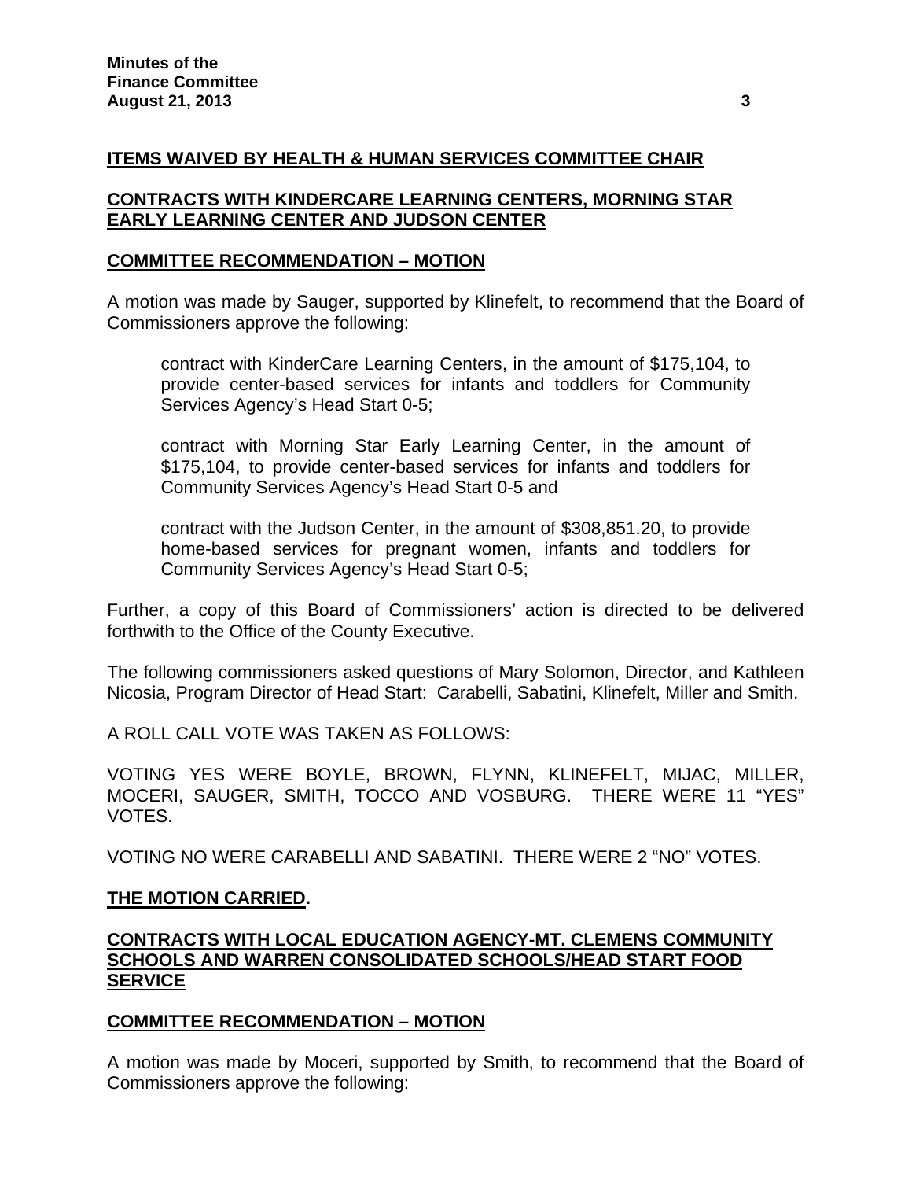**ITEMS WAIVED BY HEALTH & HUMAN SERVICES COMMITTEE CHAIR**

**CONTRACTS WITH KINDERCARE LEARNING CENTERS, MORNING STAR EARLY LEARNING CENTER AND JUDSON CENTER**

**COMMITTEE RECOMMENDATION – MOTION**

A motion was made by Sauger, supported by Klinefelt, to recommend that the Board of Commissioners approve the following:

> contract with KinderCare Learning Centers, in the amount of $175,104, to provide center-based services for infants and toddlers for Community Services Agency's Head Start 0-5;
>
> contract with Morning Star Early Learning Center, in the amount of $175,104, to provide center-based services for infants and toddlers for Community Services Agency's Head Start 0-5 and
>
> contract with the Judson Center, in the amount of $308,851.20, to provide home-based services for pregnant women, infants and toddlers for Community Services Agency's Head Start 0-5;

Further, a copy of this Board of Commissioners' action is directed to be delivered forthwith to the Office of the County Executive.

The following commissioners asked questions of Mary Solomon, Director, and Kathleen Nicosia, Program Director of Head Start: Carabelli, Sabatini, Klinefelt, Miller and Smith.

A ROLL CALL VOTE WAS TAKEN AS FOLLOWS:

VOTING YES WERE BOYLE, BROWN, FLYNN, KLINEFELT, MIJAC, MILLER, MOCERI, SAUGER, SMITH, TOCCO AND VOSBURG. THERE WERE 11 "YES" VOTES.

VOTING NO WERE CARABELLI AND SABATINI. THERE WERE 2 "NO" VOTES.

**THE MOTION CARRIED.**

**CONTRACTS WITH LOCAL EDUCATION AGENCY-MT. CLEMENS COMMUNITY SCHOOLS AND WARREN CONSOLIDATED SCHOOLS/HEAD START FOOD SERVICE**

**COMMITTEE RECOMMENDATION – MOTION**

A motion was made by Moceri, supported by Smith, to recommend that the Board of Commissioners approve the following: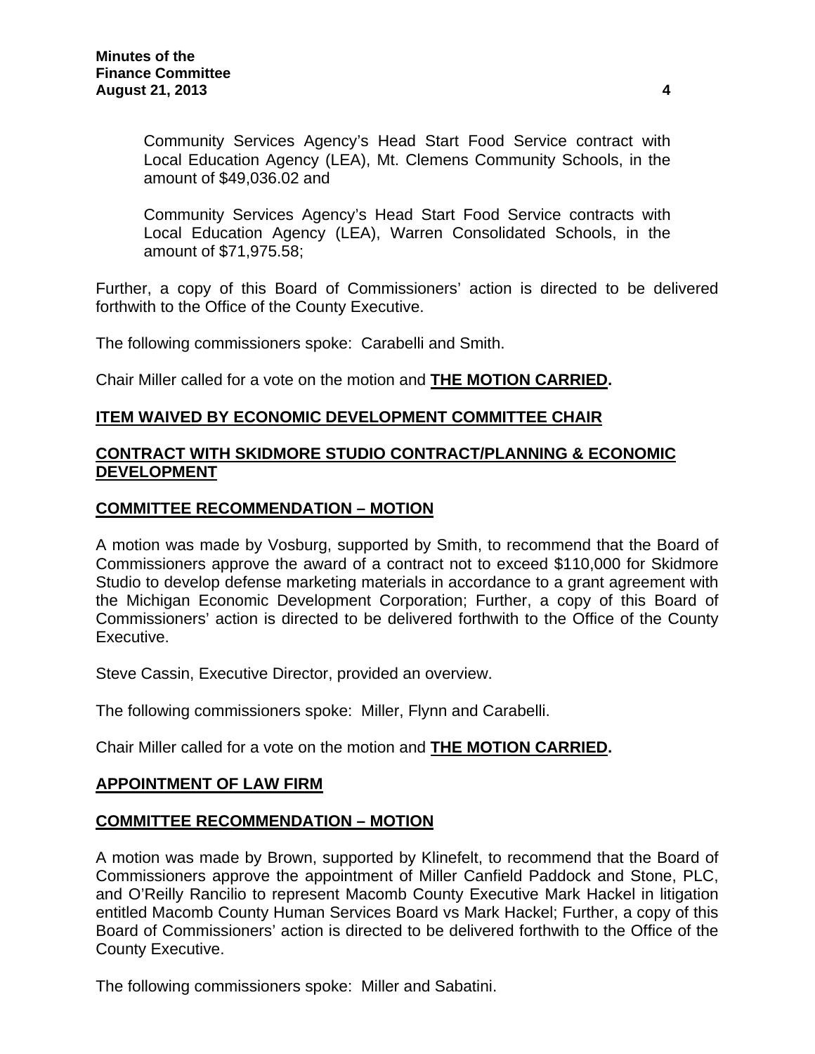Community Services Agency's Head Start Food Service contract with Local Education Agency (LEA), Mt. Clemens Community Schools, in the amount of $49,036.02 and

Community Services Agency's Head Start Food Service contracts with Local Education Agency (LEA), Warren Consolidated Schools, in the amount of $71,975.58;

Further, a copy of this Board of Commissioners' action is directed to be delivered forthwith to the Office of the County Executive.

The following commissioners spoke: Carabelli and Smith.

Chair Miller called for a vote on the motion and **THE MOTION CARRIED.**

## ITEM WAIVED BY ECONOMIC DEVELOPMENT COMMITTEE CHAIR

## CONTRACT WITH SKIDMORE STUDIO CONTRACT/PLANNING & ECONOMIC DEVELOPMENT

### COMMITTEE RECOMMENDATION – MOTION

A motion was made by Vosburg, supported by Smith, to recommend that the Board of Commissioners approve the award of a contract not to exceed $110,000 for Skidmore Studio to develop defense marketing materials in accordance to a grant agreement with the Michigan Economic Development Corporation; Further, a copy of this Board of Commissioners' action is directed to be delivered forthwith to the Office of the County Executive.

Steve Cassin, Executive Director, provided an overview.

The following commissioners spoke: Miller, Flynn and Carabelli.

Chair Miller called for a vote on the motion and **THE MOTION CARRIED.**

## APPOINTMENT OF LAW FIRM

### COMMITTEE RECOMMENDATION – MOTION

A motion was made by Brown, supported by Klinefelt, to recommend that the Board of Commissioners approve the appointment of Miller Canfield Paddock and Stone, PLC, and O'Reilly Rancilio to represent Macomb County Executive Mark Hackel in litigation entitled Macomb County Human Services Board vs Mark Hackel; Further, a copy of this Board of Commissioners' action is directed to be delivered forthwith to the Office of the County Executive.

The following commissioners spoke: Miller and Sabatini.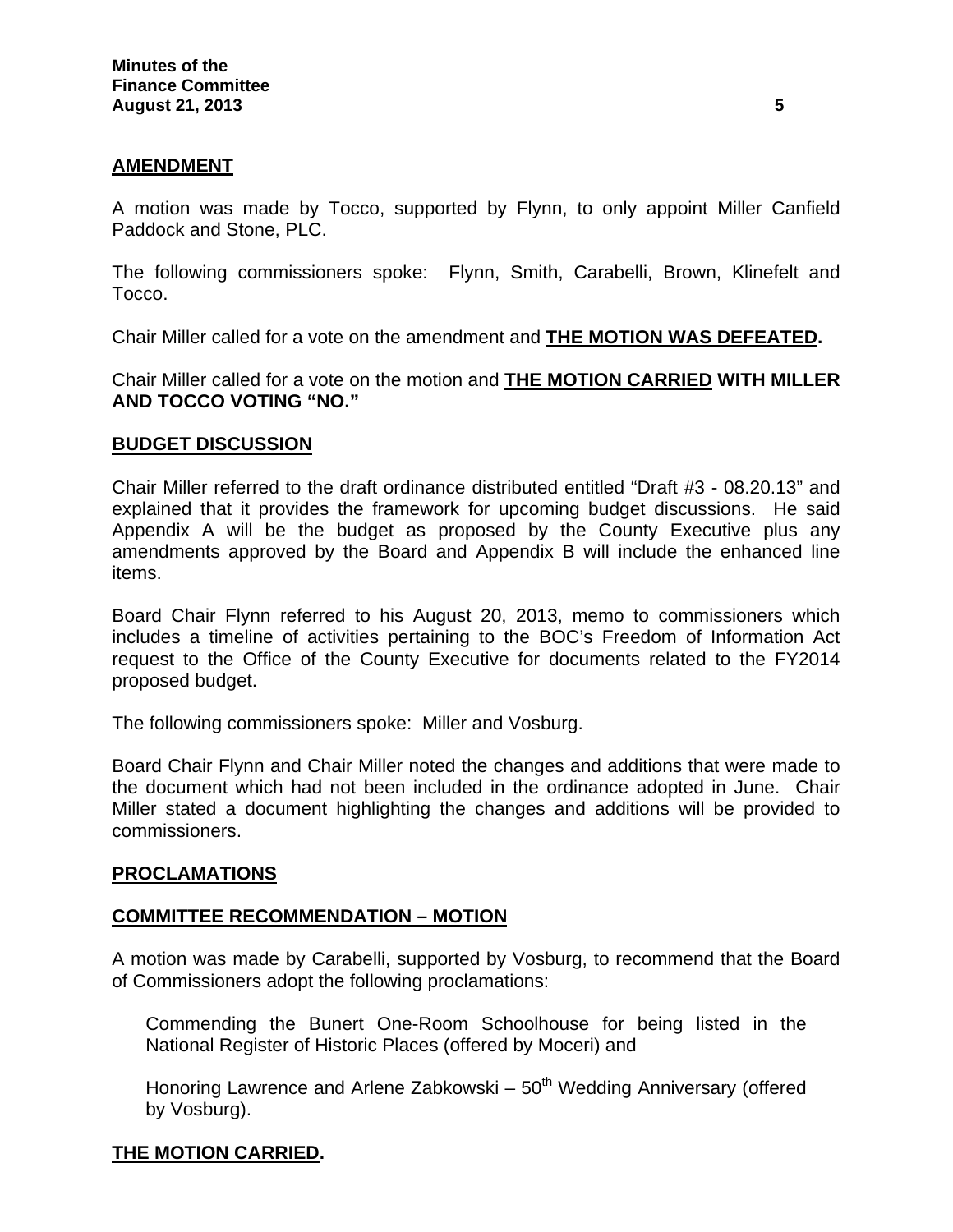## AMENDMENT

A motion was made by Tocco, supported by Flynn, to only appoint Miller Canfield Paddock and Stone, PLC.

The following commissioners spoke: Flynn, Smith, Carabelli, Brown, Klinefelt and Tocco.

Chair Miller called for a vote on the amendment and **THE MOTION WAS DEFEATED.**

Chair Miller called for a vote on the motion and **THE MOTION CARRIED WITH MILLER AND TOCCO VOTING "NO."**

## BUDGET DISCUSSION

Chair Miller referred to the draft ordinance distributed entitled "Draft #3 - 08.20.13" and explained that it provides the framework for upcoming budget discussions. He said Appendix A will be the budget as proposed by the County Executive plus any amendments approved by the Board and Appendix B will include the enhanced line items.

Board Chair Flynn referred to his August 20, 2013, memo to commissioners which includes a timeline of activities pertaining to the BOC's Freedom of Information Act request to the Office of the County Executive for documents related to the FY2014 proposed budget.

The following commissioners spoke: Miller and Vosburg.

Board Chair Flynn and Chair Miller noted the changes and additions that were made to the document which had not been included in the ordinance adopted in June. Chair Miller stated a document highlighting the changes and additions will be provided to commissioners.

## PROCLAMATIONS

## COMMITTEE RECOMMENDATION – MOTION

A motion was made by Carabelli, supported by Vosburg, to recommend that the Board of Commissioners adopt the following proclamations:

Commending the Bunert One-Room Schoolhouse for being listed in the National Register of Historic Places (offered by Moceri) and

Honoring Lawrence and Arlene Zabkowski – 50th Wedding Anniversary (offered by Vosburg).

**THE MOTION CARRIED.**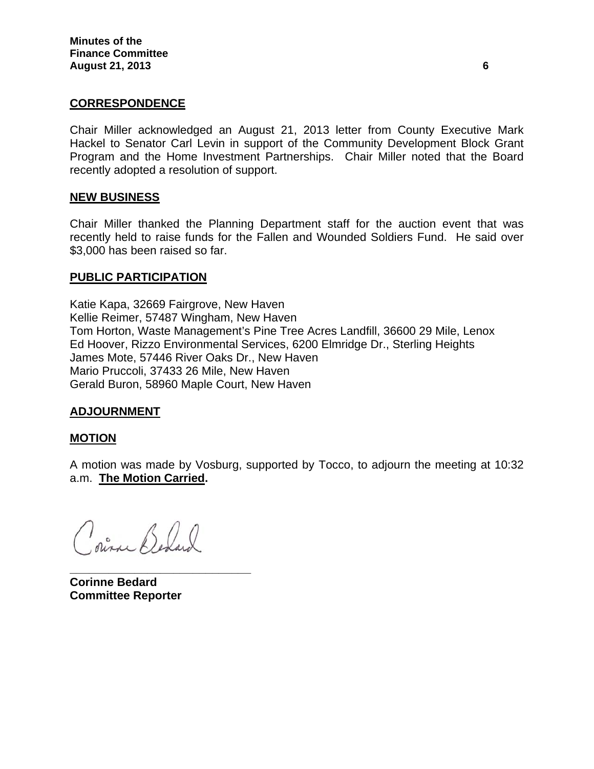## CORRESPONDENCE

Chair Miller acknowledged an August 21, 2013 letter from County Executive Mark Hackel to Senator Carl Levin in support of the Community Development Block Grant Program and the Home Investment Partnerships. Chair Miller noted that the Board recently adopted a resolution of support.

## NEW BUSINESS

Chair Miller thanked the Planning Department staff for the auction event that was recently held to raise funds for the Fallen and Wounded Soldiers Fund. He said over $3,000 has been raised so far.

## PUBLIC PARTICIPATION

Katie Kapa, 32669 Fairgrove, New Haven
Kellie Reimer, 57487 Wingham, New Haven
Tom Horton, Waste Management's Pine Tree Acres Landfill, 36600 29 Mile, Lenox
Ed Hoover, Rizzo Environmental Services, 6200 Elmridge Dr., Sterling Heights
James Mote, 57446 River Oaks Dr., New Haven
Mario Pruccoli, 37433 26 Mile, New Haven
Gerald Buron, 58960 Maple Court, New Haven

## ADJOURNMENT

## MOTION

A motion was made by Vosburg, supported by Tocco, to adjourn the meeting at 10:32 a.m. **The Motion Carried.**

Corinne Bedard

**Corinne Bedard**
**Committee Reporter**